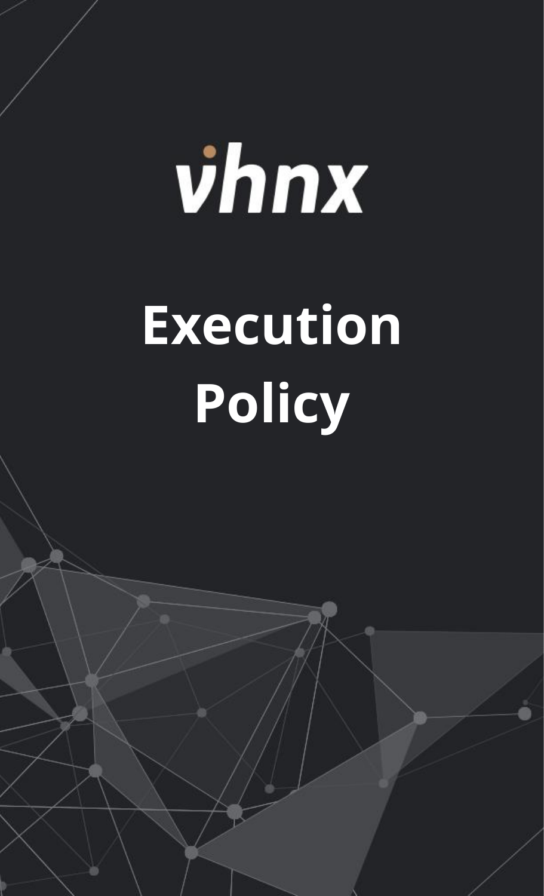vhnx

# Execution Policy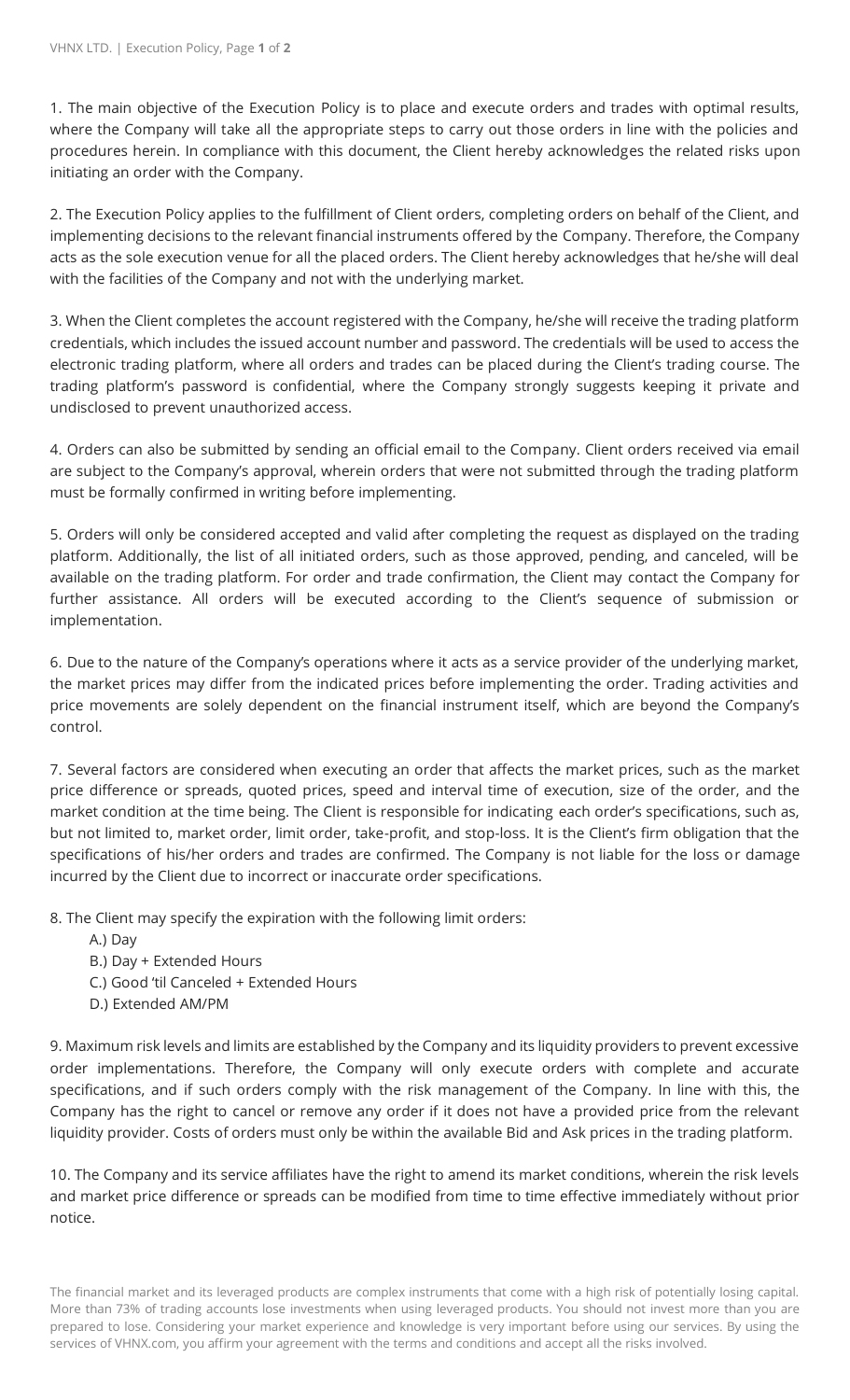1. The main objective of the Execution Policy is to place and execute orders and trades with optimal results, where the Company will take all the appropriate steps to carry out those orders in line with the policies and procedures herein. In compliance with this document, the Client hereby acknowledges the related risks upon initiating an order with the Company.

2. The Execution Policy applies to the fulfillment of Client orders, completing orders on behalf of the Client, and implementing decisions to the relevant financial instruments offered by the Company. Therefore, the Company acts as the sole execution venue for all the placed orders. The Client hereby acknowledges that he/she will deal with the facilities of the Company and not with the underlying market.

3. When the Client completes the account registered with the Company, he/she will receive the trading platform credentials, which includes the issued account number and password. The credentials will be used to access the electronic trading platform, where all orders and trades can be placed during the Client's trading course. The trading platform's password is confidential, where the Company strongly suggests keeping it private and undisclosed to prevent unauthorized access.

4. Orders can also be submitted by sending an official email to the Company. Client orders received via email are subject to the Company's approval, wherein orders that were not submitted through the trading platform must be formally confirmed in writing before implementing.

5. Orders will only be considered accepted and valid after completing the request as displayed on the trading platform. Additionally, the list of all initiated orders, such as those approved, pending, and canceled, will be available on the trading platform. For order and trade confirmation, the Client may contact the Company for further assistance. All orders will be executed according to the Client's sequence of submission or implementation.

6. Due to the nature of the Company's operations where it acts as a service provider of the underlying market, the market prices may differ from the indicated prices before implementing the order. Trading activities and price movements are solely dependent on the financial instrument itself, which are beyond the Company's control.

7. Several factors are considered when executing an order that affects the market prices, such as the market price difference or spreads, quoted prices, speed and interval time of execution, size of the order, and the market condition at the time being. The Client is responsible for indicating each order's specifications, such as, but not limited to, market order, limit order, take-profit, and stop-loss. It is the Client's firm obligation that the specifications of his/her orders and trades are confirmed. The Company is not liable for the loss or damage incurred by the Client due to incorrect or inaccurate order specifications.

8. The Client may specify the expiration with the following limit orders:

   A.) Day
   B.) Day + Extended Hours
   C.) Good 'til Canceled + Extended Hours
   D.) Extended AM/PM

9. Maximum risk levels and limits are established by the Company and its liquidity providers to prevent excessive order implementations. Therefore, the Company will only execute orders with complete and accurate specifications, and if such orders comply with the risk management of the Company. In line with this, the Company has the right to cancel or remove any order if it does not have a provided price from the relevant liquidity provider. Costs of orders must only be within the available Bid and Ask prices in the trading platform.

10. The Company and its service affiliates have the right to amend its market conditions, wherein the risk levels and market price difference or spreads can be modified from time to time effective immediately without prior notice.

The financial market and its leveraged products are complex instruments that come with a high risk of potentially losing capital. More than 73% of trading accounts lose investments when using leveraged products. You should not invest more than you are prepared to lose. Considering your market experience and knowledge is very important before using our services. By using the services of VHNX.com, you affirm your agreement with the terms and conditions and accept all the risks involved.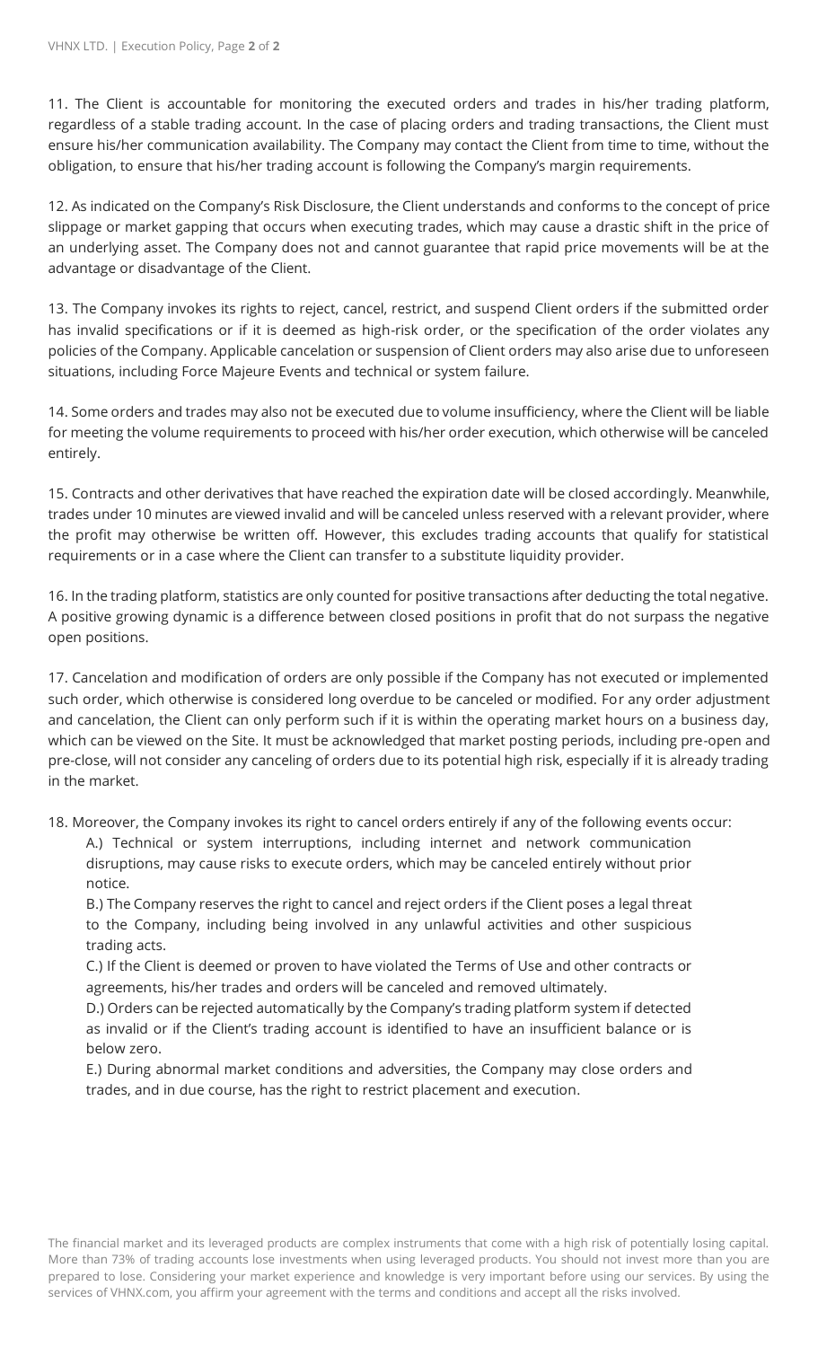11. The Client is accountable for monitoring the executed orders and trades in his/her trading platform, regardless of a stable trading account. In the case of placing orders and trading transactions, the Client must ensure his/her communication availability. The Company may contact the Client from time to time, without the obligation, to ensure that his/her trading account is following the Company's margin requirements.

12. As indicated on the Company's Risk Disclosure, the Client understands and conforms to the concept of price slippage or market gapping that occurs when executing trades, which may cause a drastic shift in the price of an underlying asset. The Company does not and cannot guarantee that rapid price movements will be at the advantage or disadvantage of the Client.

13. The Company invokes its rights to reject, cancel, restrict, and suspend Client orders if the submitted order has invalid specifications or if it is deemed as high-risk order, or the specification of the order violates any policies of the Company. Applicable cancelation or suspension of Client orders may also arise due to unforeseen situations, including Force Majeure Events and technical or system failure.

14. Some orders and trades may also not be executed due to volume insufficiency, where the Client will be liable for meeting the volume requirements to proceed with his/her order execution, which otherwise will be canceled entirely.

15. Contracts and other derivatives that have reached the expiration date will be closed accordingly. Meanwhile, trades under 10 minutes are viewed invalid and will be canceled unless reserved with a relevant provider, where the profit may otherwise be written off. However, this excludes trading accounts that qualify for statistical requirements or in a case where the Client can transfer to a substitute liquidity provider.

16. In the trading platform, statistics are only counted for positive transactions after deducting the total negative. A positive growing dynamic is a difference between closed positions in profit that do not surpass the negative open positions.

17. Cancelation and modification of orders are only possible if the Company has not executed or implemented such order, which otherwise is considered long overdue to be canceled or modified. For any order adjustment and cancelation, the Client can only perform such if it is within the operating market hours on a business day, which can be viewed on the Site. It must be acknowledged that market posting periods, including pre-open and pre-close, will not consider any canceling of orders due to its potential high risk, especially if it is already trading in the market.

18. Moreover, the Company invokes its right to cancel orders entirely if any of the following events occur:

A.) Technical or system interruptions, including internet and network communication disruptions, may cause risks to execute orders, which may be canceled entirely without prior notice.

B.) The Company reserves the right to cancel and reject orders if the Client poses a legal threat to the Company, including being involved in any unlawful activities and other suspicious trading acts.

C.) If the Client is deemed or proven to have violated the Terms of Use and other contracts or agreements, his/her trades and orders will be canceled and removed ultimately.

D.) Orders can be rejected automatically by the Company's trading platform system if detected as invalid or if the Client's trading account is identified to have an insufficient balance or is below zero.

E.) During abnormal market conditions and adversities, the Company may close orders and trades, and in due course, has the right to restrict placement and execution.

The financial market and its leveraged products are complex instruments that come with a high risk of potentially losing capital. More than 73% of trading accounts lose investments when using leveraged products. You should not invest more than you are prepared to lose. Considering your market experience and knowledge is very important before using our services. By using the services of VHNX.com, you affirm your agreement with the terms and conditions and accept all the risks involved.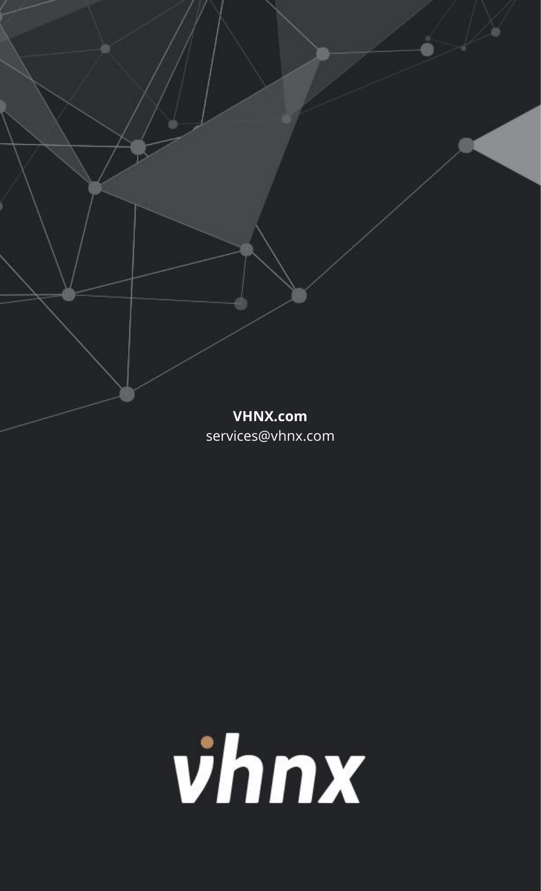**VHNX.com**
services@vhnx.com

vhnx